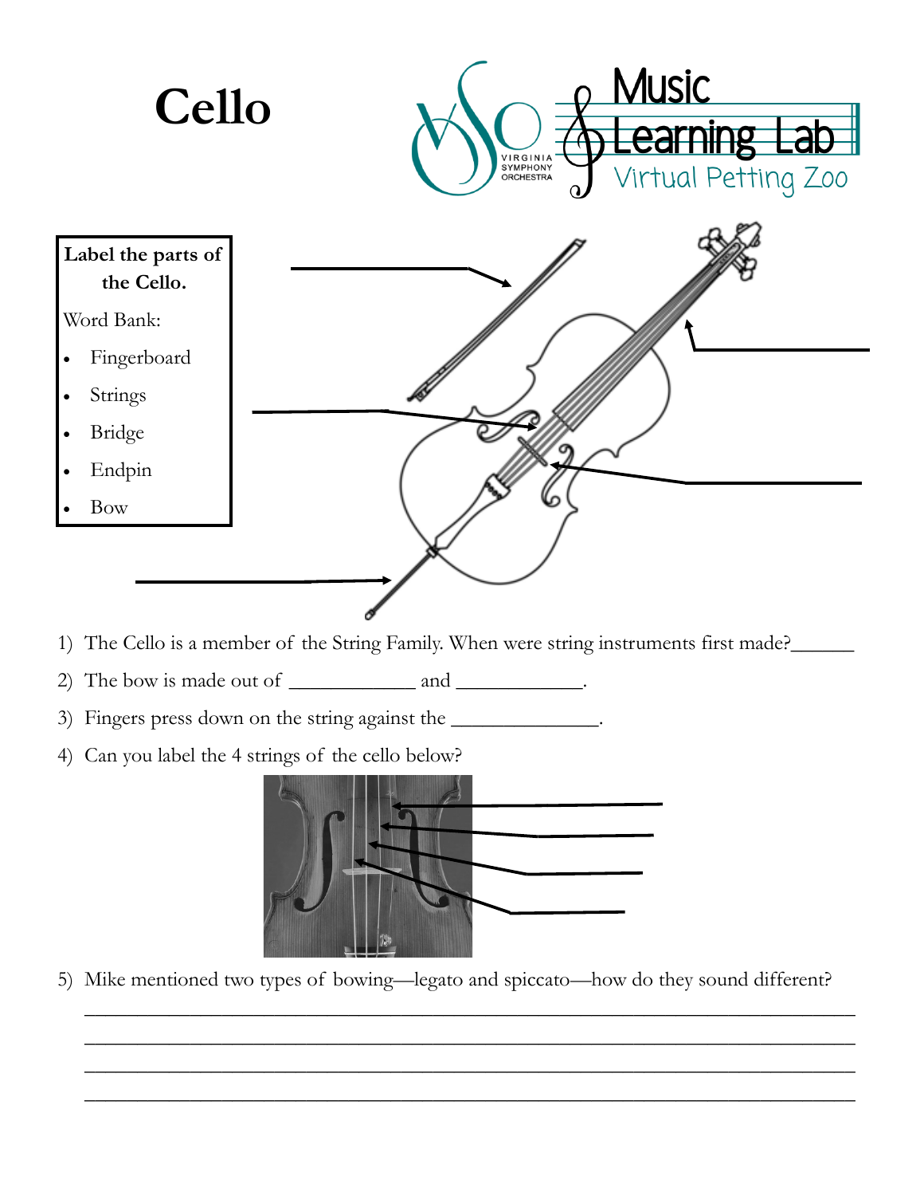# Cello

Music Learning Lab

Virtual Petting Zoo

VIRGINIA SYMPHONY ORCHESTRA

**Label the parts of the Cello.**

Word Bank:

- Fingerboard
- Strings
- Bridge
- Endpin
- Bow

1) The Cello is a member of the String Family. When were string instruments first made?______
2) The bow is made out of ____________ and ____________.
3) Fingers press down on the string against the ______________.
4) Can you label the 4 strings of the cello below?
5) Mike mentioned two types of bowing—legato and spiccato—how do they sound different?

_______________________________________________________________________________

_______________________________________________________________________________

_______________________________________________________________________________

_______________________________________________________________________________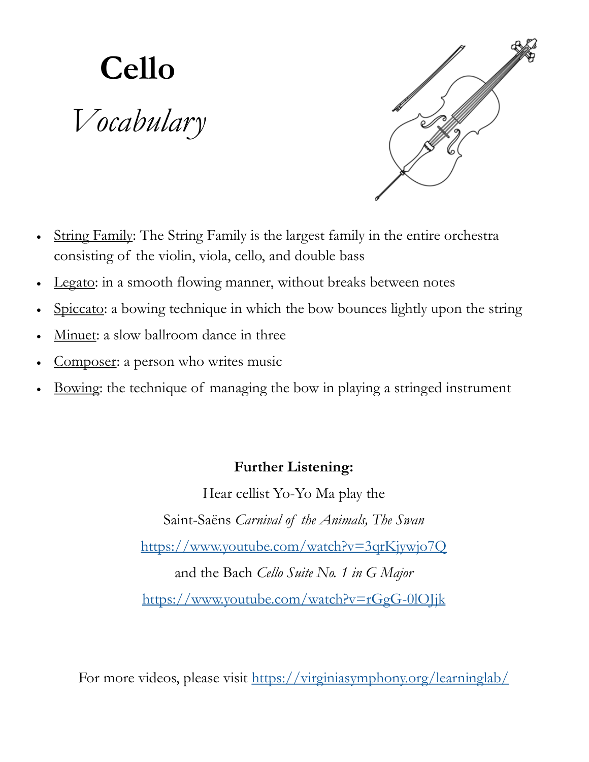# Cello

## *Vocabulary*

- String Family: The String Family is the largest family in the entire orchestra consisting of the violin, viola, cello, and double bass
- Legato: in a smooth flowing manner, without breaks between notes
- Spiccato: a bowing technique in which the bow bounces lightly upon the string
- Minuet: a slow ballroom dance in three
- Composer: a person who writes music
- Bowing: the technique of managing the bow in playing a stringed instrument

**Further Listening:**

Hear cellist Yo-Yo Ma play the

Saint-Saëns *Carnival of the Animals, The Swan*

https://www.youtube.com/watch?v=3qrKjywjo7Q

and the Bach *Cello Suite No. 1 in G Major*

https://www.youtube.com/watch?v=rGgG-0lOJjk

For more videos, please visit https://virginiasymphony.org/learninglab/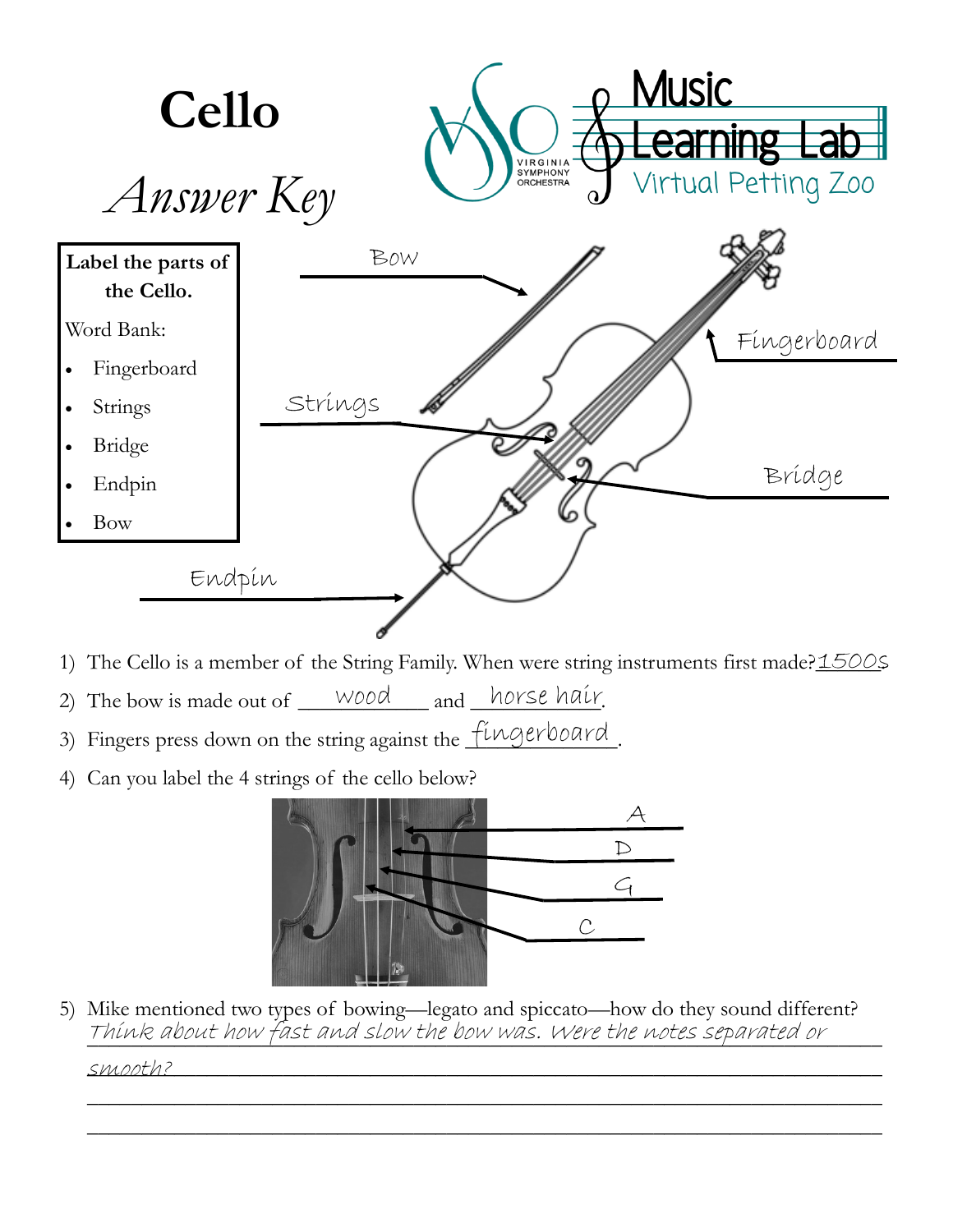# Cello

*Answer Key*

Music Learning Lab
Virtual Petting Zoo

VIRGINIA SYMPHONY ORCHESTRA

**Label the parts of the Cello.**

Word Bank:

- Fingerboard
- Strings
- Bridge
- Endpin
- Bow

Bow

Fingerboard

Strings

Bridge

Endpin

1) The Cello is a member of the String Family. When were string instruments first made? 1500s
2) The bow is made out of wood and horse hair.
3) Fingers press down on the string against the fingerboard.
4) Can you label the 4 strings of the cello below?

A

D

G

C

5) Mike mentioned two types of bowing—legato and spiccato—how do they sound different?
*Think about how fast and slow the bow was. Were the notes separated or smooth?*